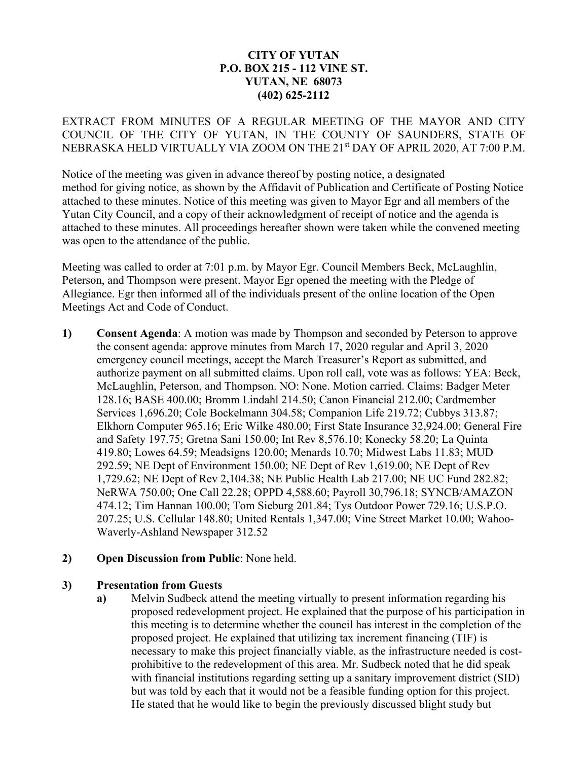**CITY OF YUTAN**
**P.O. BOX 215 - 112 VINE ST.**
**YUTAN, NE 68073**
**(402) 625-2112**

EXTRACT FROM MINUTES OF A REGULAR MEETING OF THE MAYOR AND CITY COUNCIL OF THE CITY OF YUTAN, IN THE COUNTY OF SAUNDERS, STATE OF NEBRASKA HELD VIRTUALLY VIA ZOOM ON THE 21st DAY OF APRIL 2020, AT 7:00 P.M.

Notice of the meeting was given in advance thereof by posting notice, a designated method for giving notice, as shown by the Affidavit of Publication and Certificate of Posting Notice attached to these minutes. Notice of this meeting was given to Mayor Egr and all members of the Yutan City Council, and a copy of their acknowledgment of receipt of notice and the agenda is attached to these minutes. All proceedings hereafter shown were taken while the convened meeting was open to the attendance of the public.

Meeting was called to order at 7:01 p.m. by Mayor Egr. Council Members Beck, McLaughlin, Peterson, and Thompson were present. Mayor Egr opened the meeting with the Pledge of Allegiance. Egr then informed all of the individuals present of the online location of the Open Meetings Act and Code of Conduct.

1) **Consent Agenda**: A motion was made by Thompson and seconded by Peterson to approve the consent agenda: approve minutes from March 17, 2020 regular and April 3, 2020 emergency council meetings, accept the March Treasurer's Report as submitted, and authorize payment on all submitted claims. Upon roll call, vote was as follows: YEA: Beck, McLaughlin, Peterson, and Thompson. NO: None. Motion carried. Claims: Badger Meter 128.16; BASE 400.00; Bromm Lindahl 214.50; Canon Financial 212.00; Cardmember Services 1,696.20; Cole Bockelmann 304.58; Companion Life 219.72; Cubbys 313.87; Elkhorn Computer 965.16; Eric Wilke 480.00; First State Insurance 32,924.00; General Fire and Safety 197.75; Gretna Sani 150.00; Int Rev 8,576.10; Konecky 58.20; La Quinta 419.80; Lowes 64.59; Meadsigns 120.00; Menards 10.70; Midwest Labs 11.83; MUD 292.59; NE Dept of Environment 150.00; NE Dept of Rev 1,619.00; NE Dept of Rev 1,729.62; NE Dept of Rev 2,104.38; NE Public Health Lab 217.00; NE UC Fund 282.82; NeRWA 750.00; One Call 22.28; OPPD 4,588.60; Payroll 30,796.18; SYNCB/AMAZON 474.12; Tim Hannan 100.00; Tom Sieburg 201.84; Tys Outdoor Power 729.16; U.S.P.O. 207.25; U.S. Cellular 148.80; United Rentals 1,347.00; Vine Street Market 10.00; Wahoo-Waverly-Ashland Newspaper 312.52

2) **Open Discussion from Public**: None held.

3) **Presentation from Guests**
   a) Melvin Sudbeck attend the meeting virtually to present information regarding his proposed redevelopment project. He explained that the purpose of his participation in this meeting is to determine whether the council has interest in the completion of the proposed project. He explained that utilizing tax increment financing (TIF) is necessary to make this project financially viable, as the infrastructure needed is cost-prohibitive to the redevelopment of this area. Mr. Sudbeck noted that he did speak with financial institutions regarding setting up a sanitary improvement district (SID) but was told by each that it would not be a feasible funding option for this project. He stated that he would like to begin the previously discussed blight study but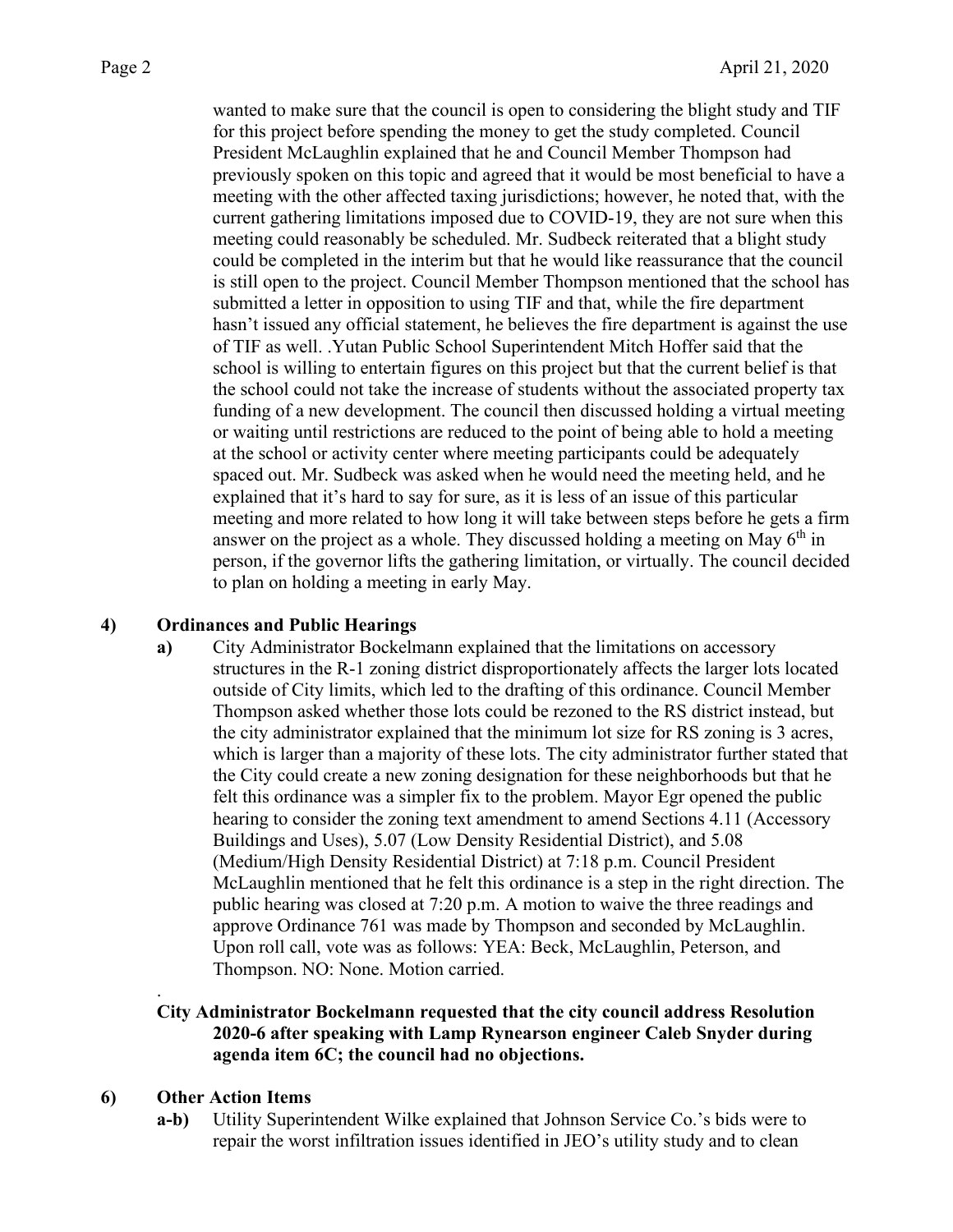wanted to make sure that the council is open to considering the blight study and TIF for this project before spending the money to get the study completed. Council President McLaughlin explained that he and Council Member Thompson had previously spoken on this topic and agreed that it would be most beneficial to have a meeting with the other affected taxing jurisdictions; however, he noted that, with the current gathering limitations imposed due to COVID-19, they are not sure when this meeting could reasonably be scheduled. Mr. Sudbeck reiterated that a blight study could be completed in the interim but that he would like reassurance that the council is still open to the project. Council Member Thompson mentioned that the school has submitted a letter in opposition to using TIF and that, while the fire department hasn't issued any official statement, he believes the fire department is against the use of TIF as well. .Yutan Public School Superintendent Mitch Hoffer said that the school is willing to entertain figures on this project but that the current belief is that the school could not take the increase of students without the associated property tax funding of a new development. The council then discussed holding a virtual meeting or waiting until restrictions are reduced to the point of being able to hold a meeting at the school or activity center where meeting participants could be adequately spaced out. Mr. Sudbeck was asked when he would need the meeting held, and he explained that it's hard to say for sure, as it is less of an issue of this particular meeting and more related to how long it will take between steps before he gets a firm answer on the project as a whole. They discussed holding a meeting on May 6th in person, if the governor lifts the gathering limitation, or virtually. The council decided to plan on holding a meeting in early May.

**4) Ordinances and Public Hearings**

**a)** City Administrator Bockelmann explained that the limitations on accessory structures in the R-1 zoning district disproportionately affects the larger lots located outside of City limits, which led to the drafting of this ordinance. Council Member Thompson asked whether those lots could be rezoned to the RS district instead, but the city administrator explained that the minimum lot size for RS zoning is 3 acres, which is larger than a majority of these lots. The city administrator further stated that the City could create a new zoning designation for these neighborhoods but that he felt this ordinance was a simpler fix to the problem. Mayor Egr opened the public hearing to consider the zoning text amendment to amend Sections 4.11 (Accessory Buildings and Uses), 5.07 (Low Density Residential District), and 5.08 (Medium/High Density Residential District) at 7:18 p.m. Council President McLaughlin mentioned that he felt this ordinance is a step in the right direction. The public hearing was closed at 7:20 p.m. A motion to waive the three readings and approve Ordinance 761 was made by Thompson and seconded by McLaughlin. Upon roll call, vote was as follows: YEA: Beck, McLaughlin, Peterson, and Thompson. NO: None. Motion carried.

.

**City Administrator Bockelmann requested that the city council address Resolution 2020-6 after speaking with Lamp Rynearson engineer Caleb Snyder during agenda item 6C; the council had no objections.**

**6) Other Action Items**

**a-b)** Utility Superintendent Wilke explained that Johnson Service Co.'s bids were to repair the worst infiltration issues identified in JEO's utility study and to clean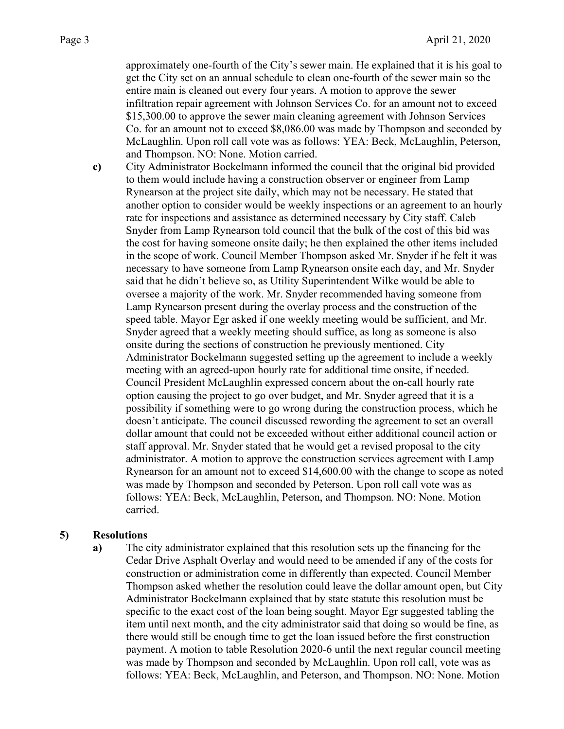approximately one-fourth of the City's sewer main. He explained that it is his goal to get the City set on an annual schedule to clean one-fourth of the sewer main so the entire main is cleaned out every four years. A motion to approve the sewer infiltration repair agreement with Johnson Services Co. for an amount not to exceed $15,300.00 to approve the sewer main cleaning agreement with Johnson Services Co. for an amount not to exceed $8,086.00 was made by Thompson and seconded by McLaughlin. Upon roll call vote was as follows: YEA: Beck, McLaughlin, Peterson, and Thompson. NO: None. Motion carried.

**c)** City Administrator Bockelmann informed the council that the original bid provided to them would include having a construction observer or engineer from Lamp Rynearson at the project site daily, which may not be necessary. He stated that another option to consider would be weekly inspections or an agreement to an hourly rate for inspections and assistance as determined necessary by City staff. Caleb Snyder from Lamp Rynearson told council that the bulk of the cost of this bid was the cost for having someone onsite daily; he then explained the other items included in the scope of work. Council Member Thompson asked Mr. Snyder if he felt it was necessary to have someone from Lamp Rynearson onsite each day, and Mr. Snyder said that he didn't believe so, as Utility Superintendent Wilke would be able to oversee a majority of the work. Mr. Snyder recommended having someone from Lamp Rynearson present during the overlay process and the construction of the speed table. Mayor Egr asked if one weekly meeting would be sufficient, and Mr. Snyder agreed that a weekly meeting should suffice, as long as someone is also onsite during the sections of construction he previously mentioned. City Administrator Bockelmann suggested setting up the agreement to include a weekly meeting with an agreed-upon hourly rate for additional time onsite, if needed. Council President McLaughlin expressed concern about the on-call hourly rate option causing the project to go over budget, and Mr. Snyder agreed that it is a possibility if something were to go wrong during the construction process, which he doesn't anticipate. The council discussed rewording the agreement to set an overall dollar amount that could not be exceeded without either additional council action or staff approval. Mr. Snyder stated that he would get a revised proposal to the city administrator. A motion to approve the construction services agreement with Lamp Rynearson for an amount not to exceed $14,600.00 with the change to scope as noted was made by Thompson and seconded by Peterson. Upon roll call vote was as follows: YEA: Beck, McLaughlin, Peterson, and Thompson. NO: None. Motion carried.

## 5) Resolutions

**a)** The city administrator explained that this resolution sets up the financing for the Cedar Drive Asphalt Overlay and would need to be amended if any of the costs for construction or administration come in differently than expected. Council Member Thompson asked whether the resolution could leave the dollar amount open, but City Administrator Bockelmann explained that by state statute this resolution must be specific to the exact cost of the loan being sought. Mayor Egr suggested tabling the item until next month, and the city administrator said that doing so would be fine, as there would still be enough time to get the loan issued before the first construction payment. A motion to table Resolution 2020-6 until the next regular council meeting was made by Thompson and seconded by McLaughlin. Upon roll call, vote was as follows: YEA: Beck, McLaughlin, and Peterson, and Thompson. NO: None. Motion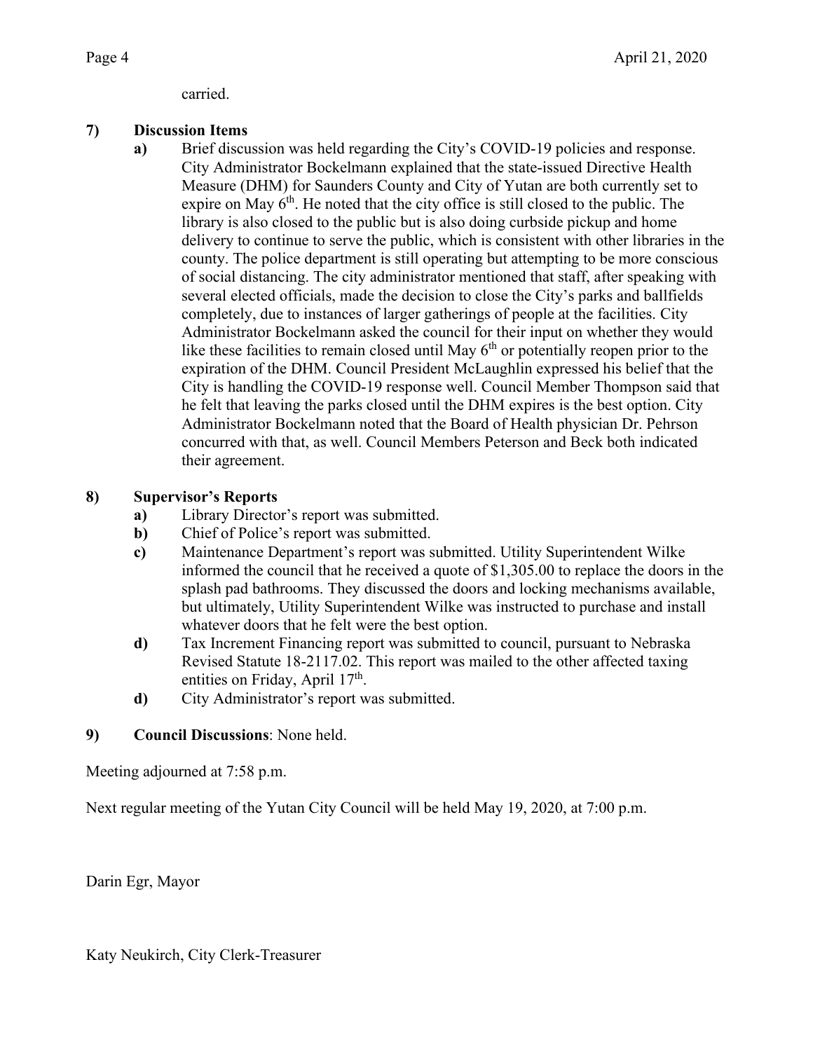carried.

**7) Discussion Items**

**a)** Brief discussion was held regarding the City's COVID-19 policies and response. City Administrator Bockelmann explained that the state-issued Directive Health Measure (DHM) for Saunders County and City of Yutan are both currently set to expire on May 6th. He noted that the city office is still closed to the public. The library is also closed to the public but is also doing curbside pickup and home delivery to continue to serve the public, which is consistent with other libraries in the county. The police department is still operating but attempting to be more conscious of social distancing. The city administrator mentioned that staff, after speaking with several elected officials, made the decision to close the City's parks and ballfields completely, due to instances of larger gatherings of people at the facilities. City Administrator Bockelmann asked the council for their input on whether they would like these facilities to remain closed until May 6th or potentially reopen prior to the expiration of the DHM. Council President McLaughlin expressed his belief that the City is handling the COVID-19 response well. Council Member Thompson said that he felt that leaving the parks closed until the DHM expires is the best option. City Administrator Bockelmann noted that the Board of Health physician Dr. Pehrson concurred with that, as well. Council Members Peterson and Beck both indicated their agreement.

**8) Supervisor's Reports**

**a)** Library Director's report was submitted.

**b)** Chief of Police's report was submitted.

**c)** Maintenance Department's report was submitted. Utility Superintendent Wilke informed the council that he received a quote of $1,305.00 to replace the doors in the splash pad bathrooms. They discussed the doors and locking mechanisms available, but ultimately, Utility Superintendent Wilke was instructed to purchase and install whatever doors that he felt were the best option.

**d)** Tax Increment Financing report was submitted to council, pursuant to Nebraska Revised Statute 18-2117.02. This report was mailed to the other affected taxing entities on Friday, April 17th.

**d)** City Administrator's report was submitted.

**9) Council Discussions**: None held.

Meeting adjourned at 7:58 p.m.

Next regular meeting of the Yutan City Council will be held May 19, 2020, at 7:00 p.m.

Darin Egr, Mayor

Katy Neukirch, City Clerk-Treasurer